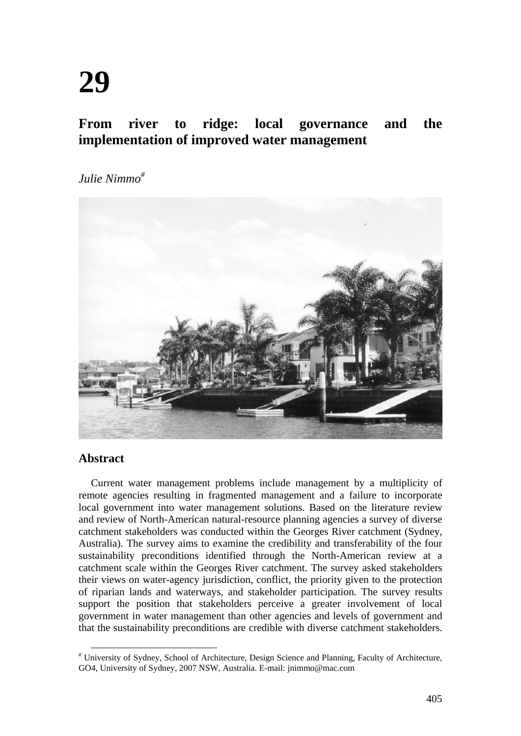# 29

## From river to ridge: local governance and the implementation of improved water management

*Julie Nimmo*[#]

## Abstract

Current water management problems include management by a multiplicity of remote agencies resulting in fragmented management and a failure to incorporate local government into water management solutions. Based on the literature review and review of North-American natural-resource planning agencies a survey of diverse catchment stakeholders was conducted within the Georges River catchment (Sydney, Australia). The survey aims to examine the credibility and transferability of the four sustainability preconditions identified through the North-American review at a catchment scale within the Georges River catchment. The survey asked stakeholders their views on water-agency jurisdiction, conflict, the priority given to the protection of riparian lands and waterways, and stakeholder participation. The survey results support the position that stakeholders perceive a greater involvement of local government in water management than other agencies and levels of government and that the sustainability preconditions are credible with diverse catchment stakeholders.

[#] University of Sydney, School of Architecture, Design Science and Planning, Faculty of Architecture, GO4, University of Sydney, 2007 NSW, Australia. E-mail: jnimmo@mac.com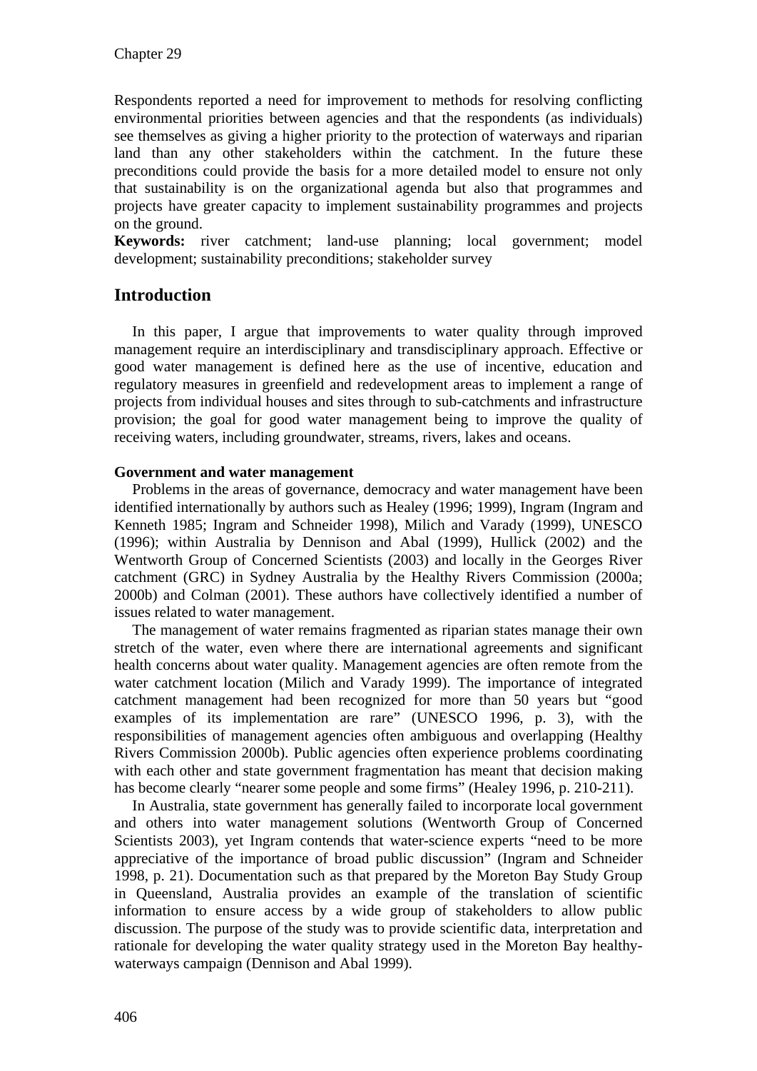Respondents reported a need for improvement to methods for resolving conflicting environmental priorities between agencies and that the respondents (as individuals) see themselves as giving a higher priority to the protection of waterways and riparian land than any other stakeholders within the catchment. In the future these preconditions could provide the basis for a more detailed model to ensure not only that sustainability is on the organizational agenda but also that programmes and projects have greater capacity to implement sustainability programmes and projects on the ground.

**Keywords:** river catchment; land-use planning; local government; model development; sustainability preconditions; stakeholder survey

## Introduction

In this paper, I argue that improvements to water quality through improved management require an interdisciplinary and transdisciplinary approach. Effective or good water management is defined here as the use of incentive, education and regulatory measures in greenfield and redevelopment areas to implement a range of projects from individual houses and sites through to sub-catchments and infrastructure provision; the goal for good water management being to improve the quality of receiving waters, including groundwater, streams, rivers, lakes and oceans.

### Government and water management

Problems in the areas of governance, democracy and water management have been identified internationally by authors such as Healey (1996; 1999), Ingram (Ingram and Kenneth 1985; Ingram and Schneider 1998), Milich and Varady (1999), UNESCO (1996); within Australia by Dennison and Abal (1999), Hullick (2002) and the Wentworth Group of Concerned Scientists (2003) and locally in the Georges River catchment (GRC) in Sydney Australia by the Healthy Rivers Commission (2000a; 2000b) and Colman (2001). These authors have collectively identified a number of issues related to water management.

The management of water remains fragmented as riparian states manage their own stretch of the water, even where there are international agreements and significant health concerns about water quality. Management agencies are often remote from the water catchment location (Milich and Varady 1999). The importance of integrated catchment management had been recognized for more than 50 years but "good examples of its implementation are rare" (UNESCO 1996, p. 3), with the responsibilities of management agencies often ambiguous and overlapping (Healthy Rivers Commission 2000b). Public agencies often experience problems coordinating with each other and state government fragmentation has meant that decision making has become clearly "nearer some people and some firms" (Healey 1996, p. 210-211).

In Australia, state government has generally failed to incorporate local government and others into water management solutions (Wentworth Group of Concerned Scientists 2003), yet Ingram contends that water-science experts "need to be more appreciative of the importance of broad public discussion" (Ingram and Schneider 1998, p. 21). Documentation such as that prepared by the Moreton Bay Study Group in Queensland, Australia provides an example of the translation of scientific information to ensure access by a wide group of stakeholders to allow public discussion. The purpose of the study was to provide scientific data, interpretation and rationale for developing the water quality strategy used in the Moreton Bay healthy-waterways campaign (Dennison and Abal 1999).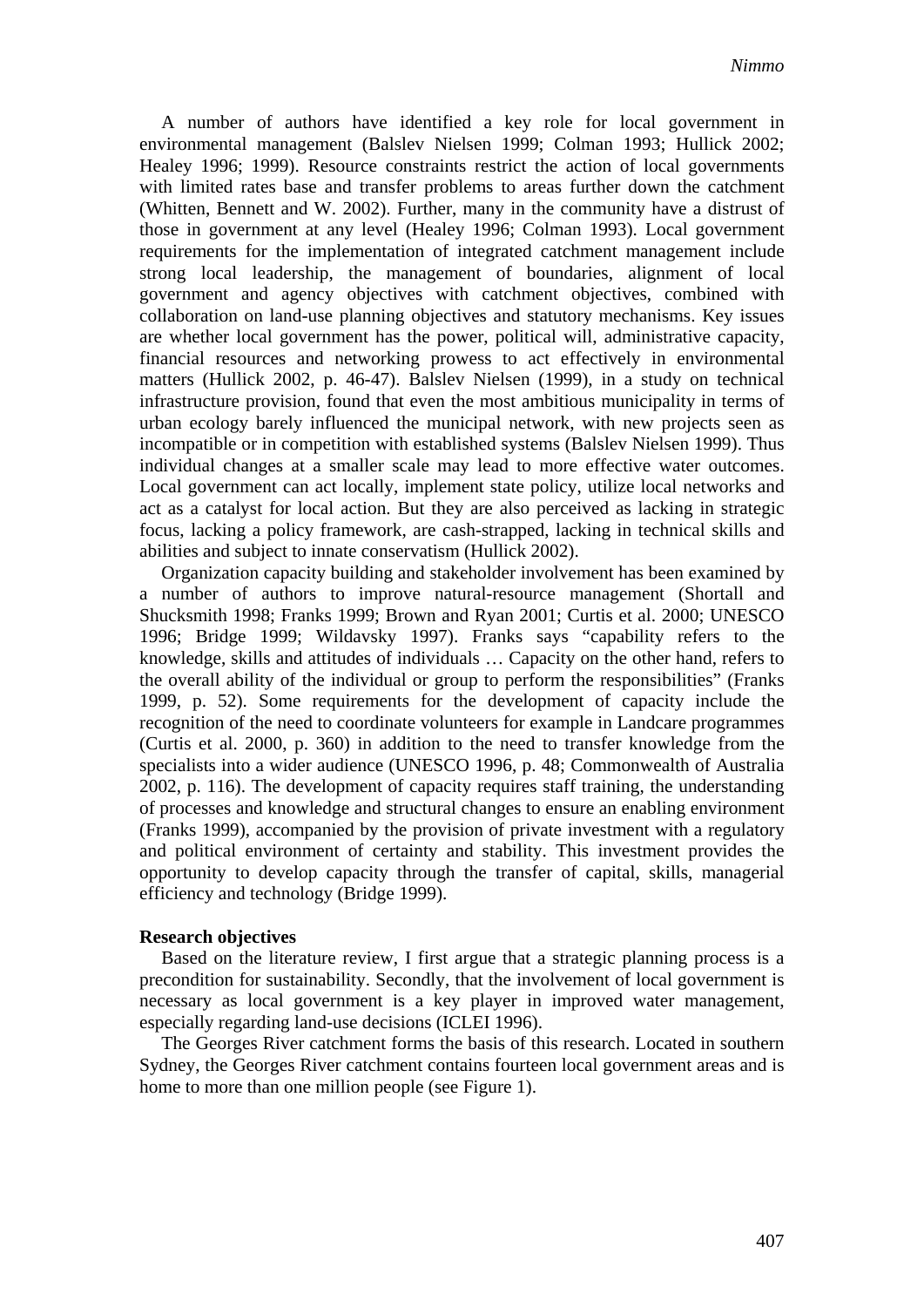A number of authors have identified a key role for local government in environmental management (Balslev Nielsen 1999; Colman 1993; Hullick 2002; Healey 1996; 1999). Resource constraints restrict the action of local governments with limited rates base and transfer problems to areas further down the catchment (Whitten, Bennett and W. 2002). Further, many in the community have a distrust of those in government at any level (Healey 1996; Colman 1993). Local government requirements for the implementation of integrated catchment management include strong local leadership, the management of boundaries, alignment of local government and agency objectives with catchment objectives, combined with collaboration on land-use planning objectives and statutory mechanisms. Key issues are whether local government has the power, political will, administrative capacity, financial resources and networking prowess to act effectively in environmental matters (Hullick 2002, p. 46-47). Balslev Nielsen (1999), in a study on technical infrastructure provision, found that even the most ambitious municipality in terms of urban ecology barely influenced the municipal network, with new projects seen as incompatible or in competition with established systems (Balslev Nielsen 1999). Thus individual changes at a smaller scale may lead to more effective water outcomes. Local government can act locally, implement state policy, utilize local networks and act as a catalyst for local action. But they are also perceived as lacking in strategic focus, lacking a policy framework, are cash-strapped, lacking in technical skills and abilities and subject to innate conservatism (Hullick 2002).

Organization capacity building and stakeholder involvement has been examined by a number of authors to improve natural-resource management (Shortall and Shucksmith 1998; Franks 1999; Brown and Ryan 2001; Curtis et al. 2000; UNESCO 1996; Bridge 1999; Wildavsky 1997). Franks says "capability refers to the knowledge, skills and attitudes of individuals … Capacity on the other hand, refers to the overall ability of the individual or group to perform the responsibilities" (Franks 1999, p. 52). Some requirements for the development of capacity include the recognition of the need to coordinate volunteers for example in Landcare programmes (Curtis et al. 2000, p. 360) in addition to the need to transfer knowledge from the specialists into a wider audience (UNESCO 1996, p. 48; Commonwealth of Australia 2002, p. 116). The development of capacity requires staff training, the understanding of processes and knowledge and structural changes to ensure an enabling environment (Franks 1999), accompanied by the provision of private investment with a regulatory and political environment of certainty and stability. This investment provides the opportunity to develop capacity through the transfer of capital, skills, managerial efficiency and technology (Bridge 1999).

**Research objectives**

Based on the literature review, I first argue that a strategic planning process is a precondition for sustainability. Secondly, that the involvement of local government is necessary as local government is a key player in improved water management, especially regarding land-use decisions (ICLEI 1996).

The Georges River catchment forms the basis of this research. Located in southern Sydney, the Georges River catchment contains fourteen local government areas and is home to more than one million people (see Figure 1).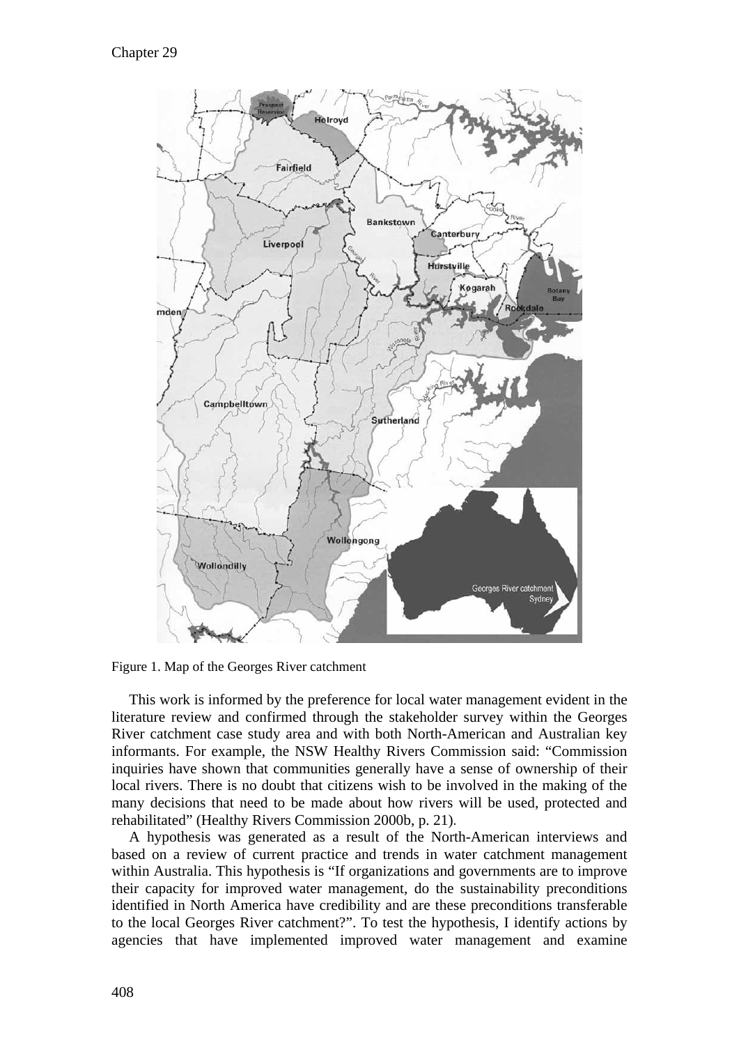Figure 1. Map of the Georges River catchment

This work is informed by the preference for local water management evident in the literature review and confirmed through the stakeholder survey within the Georges River catchment case study area and with both North-American and Australian key informants. For example, the NSW Healthy Rivers Commission said: "Commission inquiries have shown that communities generally have a sense of ownership of their local rivers. There is no doubt that citizens wish to be involved in the making of the many decisions that need to be made about how rivers will be used, protected and rehabilitated" (Healthy Rivers Commission 2000b, p. 21).

A hypothesis was generated as a result of the North-American interviews and based on a review of current practice and trends in water catchment management within Australia. This hypothesis is "If organizations and governments are to improve their capacity for improved water management, do the sustainability preconditions identified in North America have credibility and are these preconditions transferable to the local Georges River catchment?". To test the hypothesis, I identify actions by agencies that have implemented improved water management and examine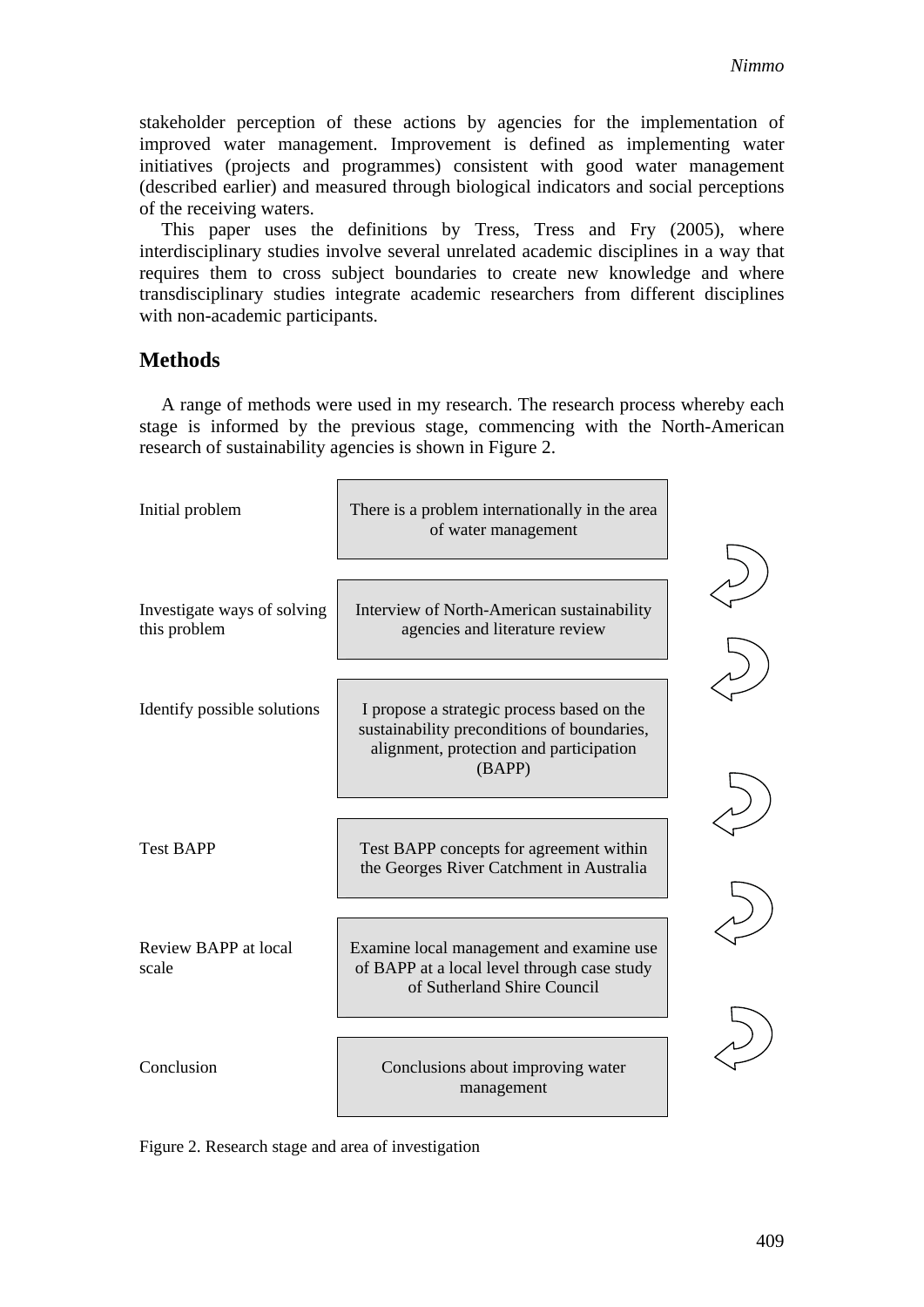stakeholder perception of these actions by agencies for the implementation of improved water management. Improvement is defined as implementing water initiatives (projects and programmes) consistent with good water management (described earlier) and measured through biological indicators and social perceptions of the receiving waters.

This paper uses the definitions by Tress, Tress and Fry (2005), where interdisciplinary studies involve several unrelated academic disciplines in a way that requires them to cross subject boundaries to create new knowledge and where transdisciplinary studies integrate academic researchers from different disciplines with non-academic participants.

## Methods

A range of methods were used in my research. The research process whereby each stage is informed by the previous stage, commencing with the North-American research of sustainability agencies is shown in Figure 2.

| Stage | Area of investigation |
| --- | --- |
| Initial problem | There is a problem internationally in the area of water management |
| Investigate ways of solving this problem | Interview of North-American sustainability agencies and literature review |
| Identify possible solutions | I propose a strategic process based on the sustainability preconditions of boundaries, alignment, protection and participation (BAPP) |
| Test BAPP | Test BAPP concepts for agreement within the Georges River Catchment in Australia |
| Review BAPP at local scale | Examine local management and examine use of BAPP at a local level through case study of Sutherland Shire Council |
| Conclusion | Conclusions about improving water management |

Figure 2. Research stage and area of investigation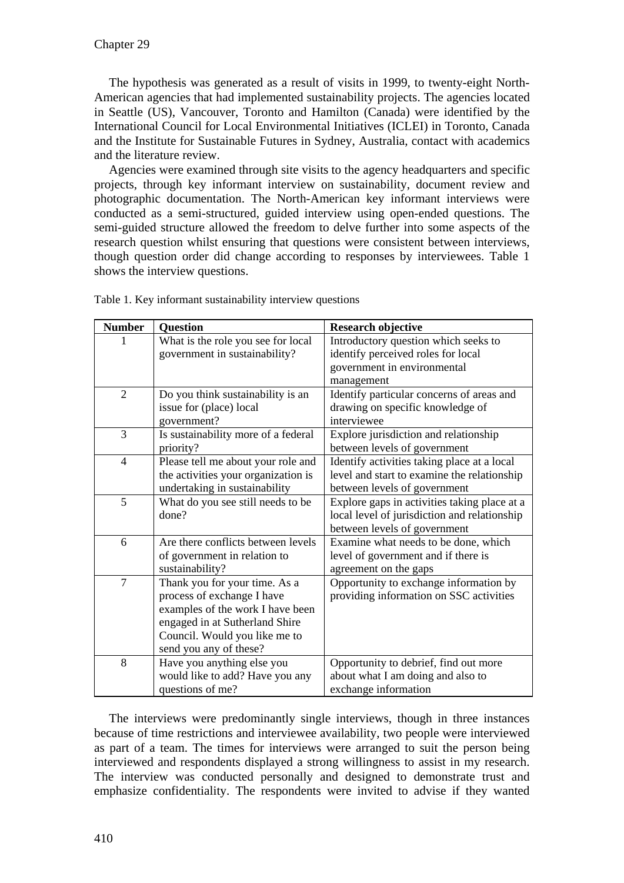The hypothesis was generated as a result of visits in 1999, to twenty-eight North-American agencies that had implemented sustainability projects. The agencies located in Seattle (US), Vancouver, Toronto and Hamilton (Canada) were identified by the International Council for Local Environmental Initiatives (ICLEI) in Toronto, Canada and the Institute for Sustainable Futures in Sydney, Australia, contact with academics and the literature review.

Agencies were examined through site visits to the agency headquarters and specific projects, through key informant interview on sustainability, document review and photographic documentation. The North-American key informant interviews were conducted as a semi-structured, guided interview using open-ended questions. The semi-guided structure allowed the freedom to delve further into some aspects of the research question whilst ensuring that questions were consistent between interviews, though question order did change according to responses by interviewees. Table 1 shows the interview questions.

Table 1. Key informant sustainability interview questions

| Number | Question | Research objective |
|---|---|---|
| 1 | What is the role you see for local government in sustainability? | Introductory question which seeks to identify perceived roles for local government in environmental management |
| 2 | Do you think sustainability is an issue for (place) local government? | Identify particular concerns of areas and drawing on specific knowledge of interviewee |
| 3 | Is sustainability more of a federal priority? | Explore jurisdiction and relationship between levels of government |
| 4 | Please tell me about your role and the activities your organization is undertaking in sustainability | Identify activities taking place at a local level and start to examine the relationship between levels of government |
| 5 | What do you see still needs to be done? | Explore gaps in activities taking place at a local level of jurisdiction and relationship between levels of government |
| 6 | Are there conflicts between levels of government in relation to sustainability? | Examine what needs to be done, which level of government and if there is agreement on the gaps |
| 7 | Thank you for your time. As a process of exchange I have examples of the work I have been engaged in at Sutherland Shire Council. Would you like me to send you any of these? | Opportunity to exchange information by providing information on SSC activities |
| 8 | Have you anything else you would like to add? Have you any questions of me? | Opportunity to debrief, find out more about what I am doing and also to exchange information |

The interviews were predominantly single interviews, though in three instances because of time restrictions and interviewee availability, two people were interviewed as part of a team. The times for interviews were arranged to suit the person being interviewed and respondents displayed a strong willingness to assist in my research. The interview was conducted personally and designed to demonstrate trust and emphasize confidentiality. The respondents were invited to advise if they wanted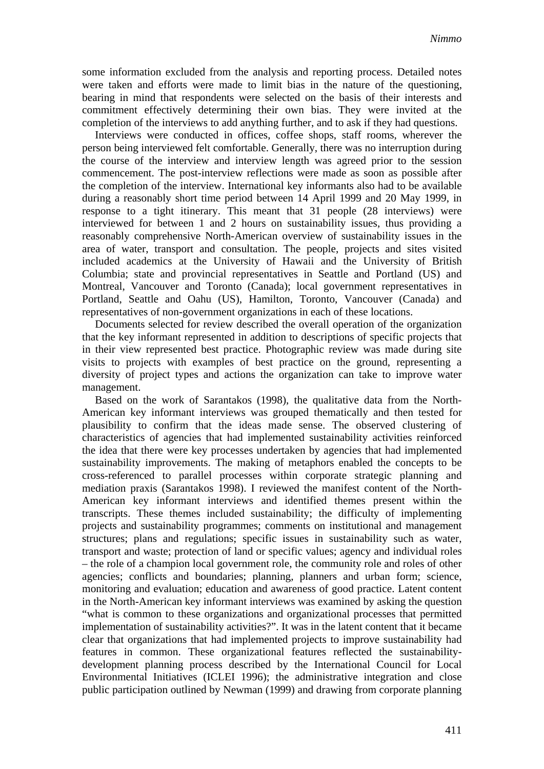some information excluded from the analysis and reporting process. Detailed notes were taken and efforts were made to limit bias in the nature of the questioning, bearing in mind that respondents were selected on the basis of their interests and commitment effectively determining their own bias. They were invited at the completion of the interviews to add anything further, and to ask if they had questions.

Interviews were conducted in offices, coffee shops, staff rooms, wherever the person being interviewed felt comfortable. Generally, there was no interruption during the course of the interview and interview length was agreed prior to the session commencement. The post-interview reflections were made as soon as possible after the completion of the interview. International key informants also had to be available during a reasonably short time period between 14 April 1999 and 20 May 1999, in response to a tight itinerary. This meant that 31 people (28 interviews) were interviewed for between 1 and 2 hours on sustainability issues, thus providing a reasonably comprehensive North-American overview of sustainability issues in the area of water, transport and consultation. The people, projects and sites visited included academics at the University of Hawaii and the University of British Columbia; state and provincial representatives in Seattle and Portland (US) and Montreal, Vancouver and Toronto (Canada); local government representatives in Portland, Seattle and Oahu (US), Hamilton, Toronto, Vancouver (Canada) and representatives of non-government organizations in each of these locations.

Documents selected for review described the overall operation of the organization that the key informant represented in addition to descriptions of specific projects that in their view represented best practice. Photographic review was made during site visits to projects with examples of best practice on the ground, representing a diversity of project types and actions the organization can take to improve water management.

Based on the work of Sarantakos (1998), the qualitative data from the North-American key informant interviews was grouped thematically and then tested for plausibility to confirm that the ideas made sense. The observed clustering of characteristics of agencies that had implemented sustainability activities reinforced the idea that there were key processes undertaken by agencies that had implemented sustainability improvements. The making of metaphors enabled the concepts to be cross-referenced to parallel processes within corporate strategic planning and mediation praxis (Sarantakos 1998). I reviewed the manifest content of the North-American key informant interviews and identified themes present within the transcripts. These themes included sustainability; the difficulty of implementing projects and sustainability programmes; comments on institutional and management structures; plans and regulations; specific issues in sustainability such as water, transport and waste; protection of land or specific values; agency and individual roles – the role of a champion local government role, the community role and roles of other agencies; conflicts and boundaries; planning, planners and urban form; science, monitoring and evaluation; education and awareness of good practice. Latent content in the North-American key informant interviews was examined by asking the question "what is common to these organizations and organizational processes that permitted implementation of sustainability activities?". It was in the latent content that it became clear that organizations that had implemented projects to improve sustainability had features in common. These organizational features reflected the sustainability-development planning process described by the International Council for Local Environmental Initiatives (ICLEI 1996); the administrative integration and close public participation outlined by Newman (1999) and drawing from corporate planning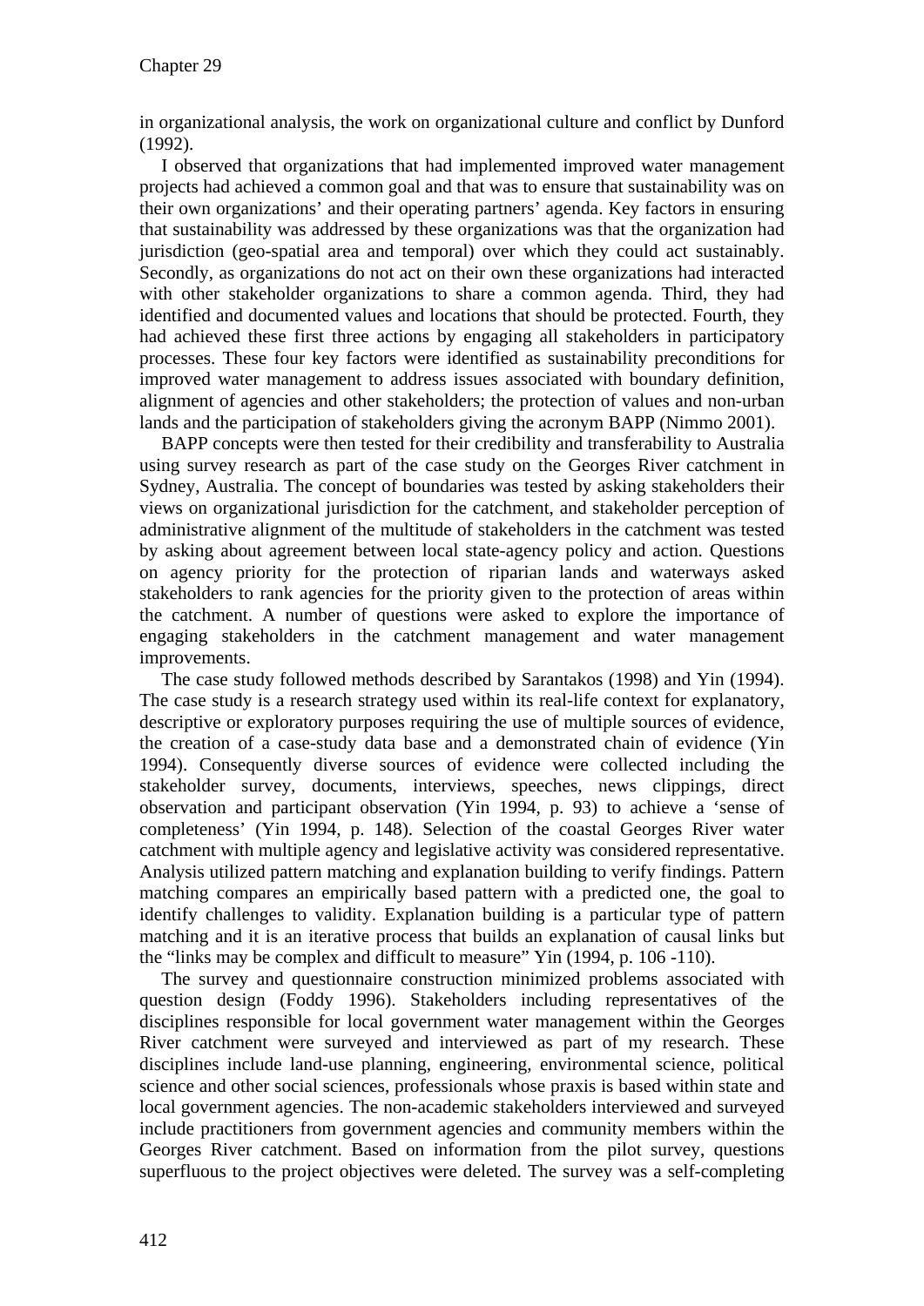in organizational analysis, the work on organizational culture and conflict by Dunford (1992).

I observed that organizations that had implemented improved water management projects had achieved a common goal and that was to ensure that sustainability was on their own organizations' and their operating partners' agenda. Key factors in ensuring that sustainability was addressed by these organizations was that the organization had jurisdiction (geo-spatial area and temporal) over which they could act sustainably. Secondly, as organizations do not act on their own these organizations had interacted with other stakeholder organizations to share a common agenda. Third, they had identified and documented values and locations that should be protected. Fourth, they had achieved these first three actions by engaging all stakeholders in participatory processes. These four key factors were identified as sustainability preconditions for improved water management to address issues associated with boundary definition, alignment of agencies and other stakeholders; the protection of values and non-urban lands and the participation of stakeholders giving the acronym BAPP (Nimmo 2001).

BAPP concepts were then tested for their credibility and transferability to Australia using survey research as part of the case study on the Georges River catchment in Sydney, Australia. The concept of boundaries was tested by asking stakeholders their views on organizational jurisdiction for the catchment, and stakeholder perception of administrative alignment of the multitude of stakeholders in the catchment was tested by asking about agreement between local state-agency policy and action. Questions on agency priority for the protection of riparian lands and waterways asked stakeholders to rank agencies for the priority given to the protection of areas within the catchment. A number of questions were asked to explore the importance of engaging stakeholders in the catchment management and water management improvements.

The case study followed methods described by Sarantakos (1998) and Yin (1994). The case study is a research strategy used within its real-life context for explanatory, descriptive or exploratory purposes requiring the use of multiple sources of evidence, the creation of a case-study data base and a demonstrated chain of evidence (Yin 1994). Consequently diverse sources of evidence were collected including the stakeholder survey, documents, interviews, speeches, news clippings, direct observation and participant observation (Yin 1994, p. 93) to achieve a 'sense of completeness' (Yin 1994, p. 148). Selection of the coastal Georges River water catchment with multiple agency and legislative activity was considered representative. Analysis utilized pattern matching and explanation building to verify findings. Pattern matching compares an empirically based pattern with a predicted one, the goal to identify challenges to validity. Explanation building is a particular type of pattern matching and it is an iterative process that builds an explanation of causal links but the "links may be complex and difficult to measure" Yin (1994, p. 106 -110).

The survey and questionnaire construction minimized problems associated with question design (Foddy 1996). Stakeholders including representatives of the disciplines responsible for local government water management within the Georges River catchment were surveyed and interviewed as part of my research. These disciplines include land-use planning, engineering, environmental science, political science and other social sciences, professionals whose praxis is based within state and local government agencies. The non-academic stakeholders interviewed and surveyed include practitioners from government agencies and community members within the Georges River catchment. Based on information from the pilot survey, questions superfluous to the project objectives were deleted. The survey was a self-completing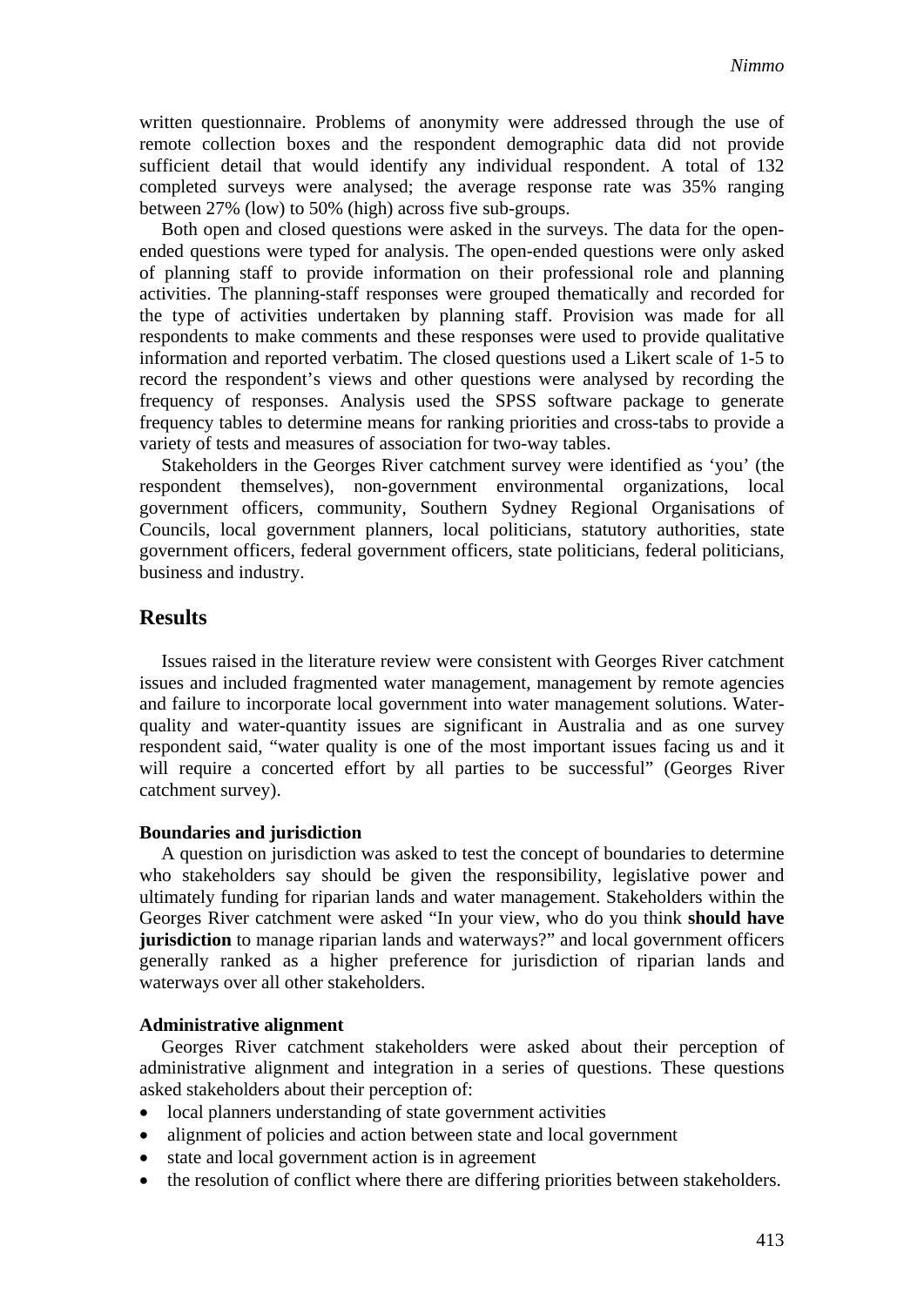written questionnaire. Problems of anonymity were addressed through the use of remote collection boxes and the respondent demographic data did not provide sufficient detail that would identify any individual respondent. A total of 132 completed surveys were analysed; the average response rate was 35% ranging between 27% (low) to 50% (high) across five sub-groups.

Both open and closed questions were asked in the surveys. The data for the open-ended questions were typed for analysis. The open-ended questions were only asked of planning staff to provide information on their professional role and planning activities. The planning-staff responses were grouped thematically and recorded for the type of activities undertaken by planning staff. Provision was made for all respondents to make comments and these responses were used to provide qualitative information and reported verbatim. The closed questions used a Likert scale of 1-5 to record the respondent's views and other questions were analysed by recording the frequency of responses. Analysis used the SPSS software package to generate frequency tables to determine means for ranking priorities and cross-tabs to provide a variety of tests and measures of association for two-way tables.

Stakeholders in the Georges River catchment survey were identified as 'you' (the respondent themselves), non-government environmental organizations, local government officers, community, Southern Sydney Regional Organisations of Councils, local government planners, local politicians, statutory authorities, state government officers, federal government officers, state politicians, federal politicians, business and industry.

## Results

Issues raised in the literature review were consistent with Georges River catchment issues and included fragmented water management, management by remote agencies and failure to incorporate local government into water management solutions. Water-quality and water-quantity issues are significant in Australia and as one survey respondent said, "water quality is one of the most important issues facing us and it will require a concerted effort by all parties to be successful" (Georges River catchment survey).

### Boundaries and jurisdiction

A question on jurisdiction was asked to test the concept of boundaries to determine who stakeholders say should be given the responsibility, legislative power and ultimately funding for riparian lands and water management. Stakeholders within the Georges River catchment were asked "In your view, who do you think **should have jurisdiction** to manage riparian lands and waterways?" and local government officers generally ranked as a higher preference for jurisdiction of riparian lands and waterways over all other stakeholders.

### Administrative alignment

Georges River catchment stakeholders were asked about their perception of administrative alignment and integration in a series of questions. These questions asked stakeholders about their perception of:

- local planners understanding of state government activities
- alignment of policies and action between state and local government
- state and local government action is in agreement
- the resolution of conflict where there are differing priorities between stakeholders.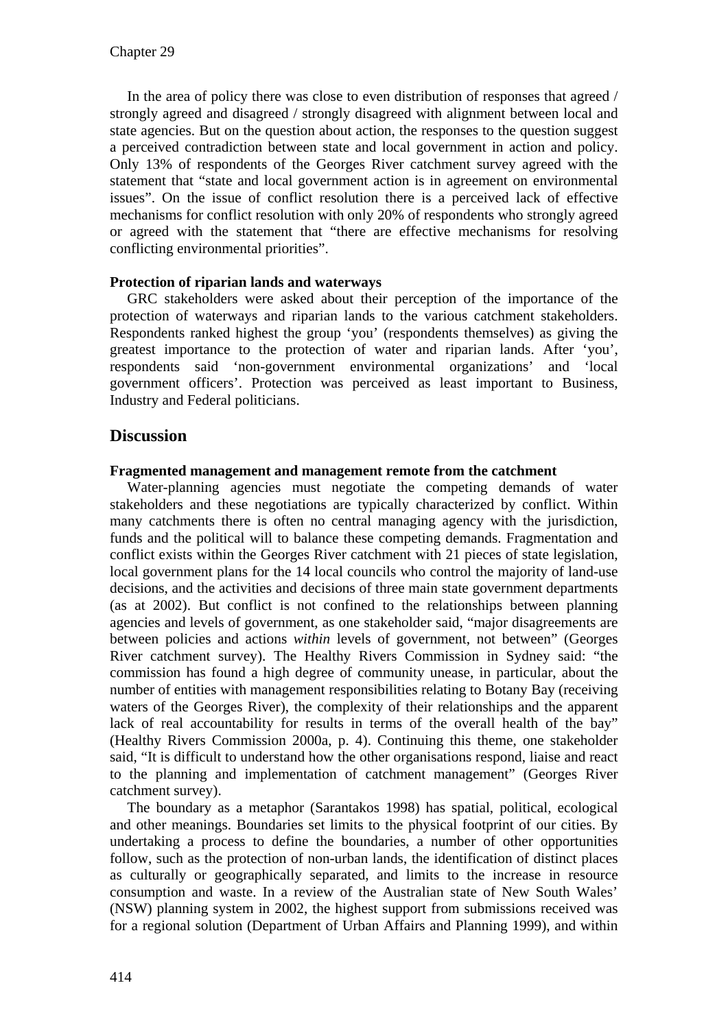In the area of policy there was close to even distribution of responses that agreed / strongly agreed and disagreed / strongly disagreed with alignment between local and state agencies. But on the question about action, the responses to the question suggest a perceived contradiction between state and local government in action and policy. Only 13% of respondents of the Georges River catchment survey agreed with the statement that "state and local government action is in agreement on environmental issues". On the issue of conflict resolution there is a perceived lack of effective mechanisms for conflict resolution with only 20% of respondents who strongly agreed or agreed with the statement that "there are effective mechanisms for resolving conflicting environmental priorities".

**Protection of riparian lands and waterways**

GRC stakeholders were asked about their perception of the importance of the protection of waterways and riparian lands to the various catchment stakeholders. Respondents ranked highest the group 'you' (respondents themselves) as giving the greatest importance to the protection of water and riparian lands. After 'you', respondents said 'non-government environmental organizations' and 'local government officers'. Protection was perceived as least important to Business, Industry and Federal politicians.

## Discussion

**Fragmented management and management remote from the catchment**

Water-planning agencies must negotiate the competing demands of water stakeholders and these negotiations are typically characterized by conflict. Within many catchments there is often no central managing agency with the jurisdiction, funds and the political will to balance these competing demands. Fragmentation and conflict exists within the Georges River catchment with 21 pieces of state legislation, local government plans for the 14 local councils who control the majority of land-use decisions, and the activities and decisions of three main state government departments (as at 2002). But conflict is not confined to the relationships between planning agencies and levels of government, as one stakeholder said, "major disagreements are between policies and actions *within* levels of government, not between" (Georges River catchment survey). The Healthy Rivers Commission in Sydney said: "the commission has found a high degree of community unease, in particular, about the number of entities with management responsibilities relating to Botany Bay (receiving waters of the Georges River), the complexity of their relationships and the apparent lack of real accountability for results in terms of the overall health of the bay" (Healthy Rivers Commission 2000a, p. 4). Continuing this theme, one stakeholder said, "It is difficult to understand how the other organisations respond, liaise and react to the planning and implementation of catchment management" (Georges River catchment survey).

The boundary as a metaphor (Sarantakos 1998) has spatial, political, ecological and other meanings. Boundaries set limits to the physical footprint of our cities. By undertaking a process to define the boundaries, a number of other opportunities follow, such as the protection of non-urban lands, the identification of distinct places as culturally or geographically separated, and limits to the increase in resource consumption and waste. In a review of the Australian state of New South Wales' (NSW) planning system in 2002, the highest support from submissions received was for a regional solution (Department of Urban Affairs and Planning 1999), and within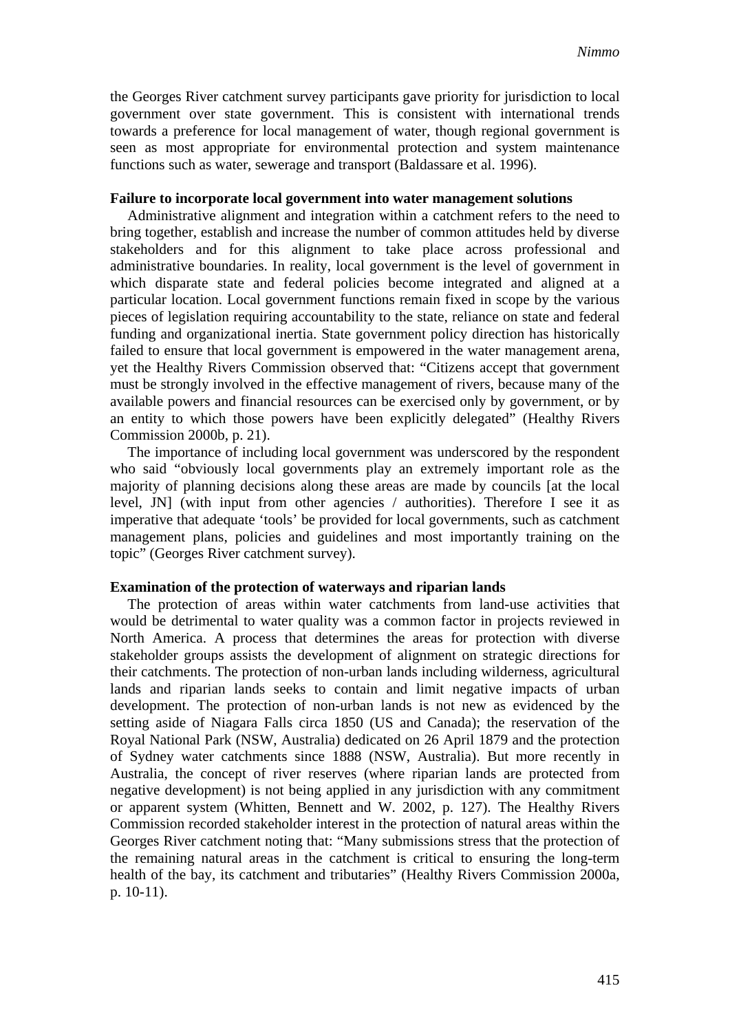the Georges River catchment survey participants gave priority for jurisdiction to local government over state government. This is consistent with international trends towards a preference for local management of water, though regional government is seen as most appropriate for environmental protection and system maintenance functions such as water, sewerage and transport (Baldassare et al. 1996).

**Failure to incorporate local government into water management solutions**

Administrative alignment and integration within a catchment refers to the need to bring together, establish and increase the number of common attitudes held by diverse stakeholders and for this alignment to take place across professional and administrative boundaries. In reality, local government is the level of government in which disparate state and federal policies become integrated and aligned at a particular location. Local government functions remain fixed in scope by the various pieces of legislation requiring accountability to the state, reliance on state and federal funding and organizational inertia. State government policy direction has historically failed to ensure that local government is empowered in the water management arena, yet the Healthy Rivers Commission observed that: "Citizens accept that government must be strongly involved in the effective management of rivers, because many of the available powers and financial resources can be exercised only by government, or by an entity to which those powers have been explicitly delegated" (Healthy Rivers Commission 2000b, p. 21).

The importance of including local government was underscored by the respondent who said "obviously local governments play an extremely important role as the majority of planning decisions along these areas are made by councils [at the local level, JN] (with input from other agencies / authorities). Therefore I see it as imperative that adequate 'tools' be provided for local governments, such as catchment management plans, policies and guidelines and most importantly training on the topic" (Georges River catchment survey).

**Examination of the protection of waterways and riparian lands**

The protection of areas within water catchments from land-use activities that would be detrimental to water quality was a common factor in projects reviewed in North America. A process that determines the areas for protection with diverse stakeholder groups assists the development of alignment on strategic directions for their catchments. The protection of non-urban lands including wilderness, agricultural lands and riparian lands seeks to contain and limit negative impacts of urban development. The protection of non-urban lands is not new as evidenced by the setting aside of Niagara Falls circa 1850 (US and Canada); the reservation of the Royal National Park (NSW, Australia) dedicated on 26 April 1879 and the protection of Sydney water catchments since 1888 (NSW, Australia). But more recently in Australia, the concept of river reserves (where riparian lands are protected from negative development) is not being applied in any jurisdiction with any commitment or apparent system (Whitten, Bennett and W. 2002, p. 127). The Healthy Rivers Commission recorded stakeholder interest in the protection of natural areas within the Georges River catchment noting that: "Many submissions stress that the protection of the remaining natural areas in the catchment is critical to ensuring the long-term health of the bay, its catchment and tributaries" (Healthy Rivers Commission 2000a, p. 10-11).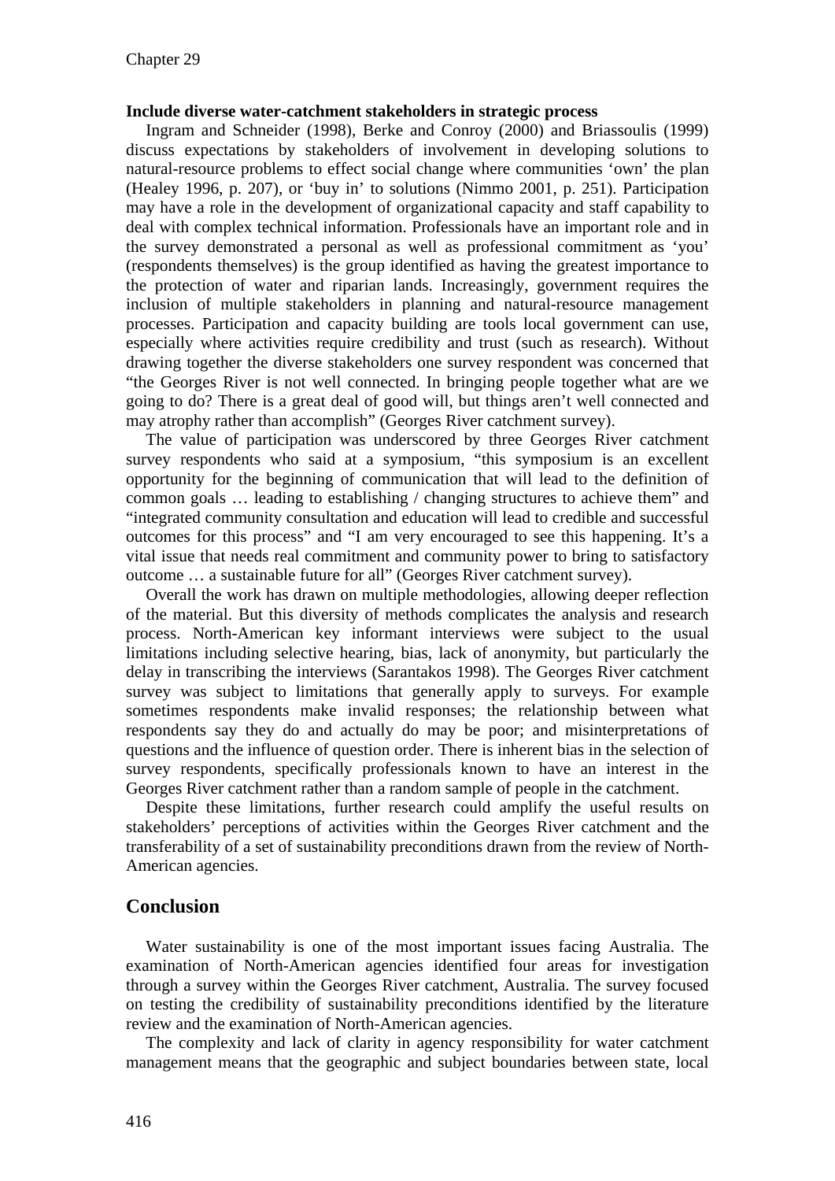**Include diverse water-catchment stakeholders in strategic process**

Ingram and Schneider (1998), Berke and Conroy (2000) and Briassoulis (1999) discuss expectations by stakeholders of involvement in developing solutions to natural-resource problems to effect social change where communities 'own' the plan (Healey 1996, p. 207), or 'buy in' to solutions (Nimmo 2001, p. 251). Participation may have a role in the development of organizational capacity and staff capability to deal with complex technical information. Professionals have an important role and in the survey demonstrated a personal as well as professional commitment as 'you' (respondents themselves) is the group identified as having the greatest importance to the protection of water and riparian lands. Increasingly, government requires the inclusion of multiple stakeholders in planning and natural-resource management processes. Participation and capacity building are tools local government can use, especially where activities require credibility and trust (such as research). Without drawing together the diverse stakeholders one survey respondent was concerned that "the Georges River is not well connected. In bringing people together what are we going to do? There is a great deal of good will, but things aren't well connected and may atrophy rather than accomplish" (Georges River catchment survey).

The value of participation was underscored by three Georges River catchment survey respondents who said at a symposium, "this symposium is an excellent opportunity for the beginning of communication that will lead to the definition of common goals … leading to establishing / changing structures to achieve them" and "integrated community consultation and education will lead to credible and successful outcomes for this process" and "I am very encouraged to see this happening. It's a vital issue that needs real commitment and community power to bring to satisfactory outcome … a sustainable future for all" (Georges River catchment survey).

Overall the work has drawn on multiple methodologies, allowing deeper reflection of the material. But this diversity of methods complicates the analysis and research process. North-American key informant interviews were subject to the usual limitations including selective hearing, bias, lack of anonymity, but particularly the delay in transcribing the interviews (Sarantakos 1998). The Georges River catchment survey was subject to limitations that generally apply to surveys. For example sometimes respondents make invalid responses; the relationship between what respondents say they do and actually do may be poor; and misinterpretations of questions and the influence of question order. There is inherent bias in the selection of survey respondents, specifically professionals known to have an interest in the Georges River catchment rather than a random sample of people in the catchment.

Despite these limitations, further research could amplify the useful results on stakeholders' perceptions of activities within the Georges River catchment and the transferability of a set of sustainability preconditions drawn from the review of North-American agencies.

## Conclusion

Water sustainability is one of the most important issues facing Australia. The examination of North-American agencies identified four areas for investigation through a survey within the Georges River catchment, Australia. The survey focused on testing the credibility of sustainability preconditions identified by the literature review and the examination of North-American agencies.

The complexity and lack of clarity in agency responsibility for water catchment management means that the geographic and subject boundaries between state, local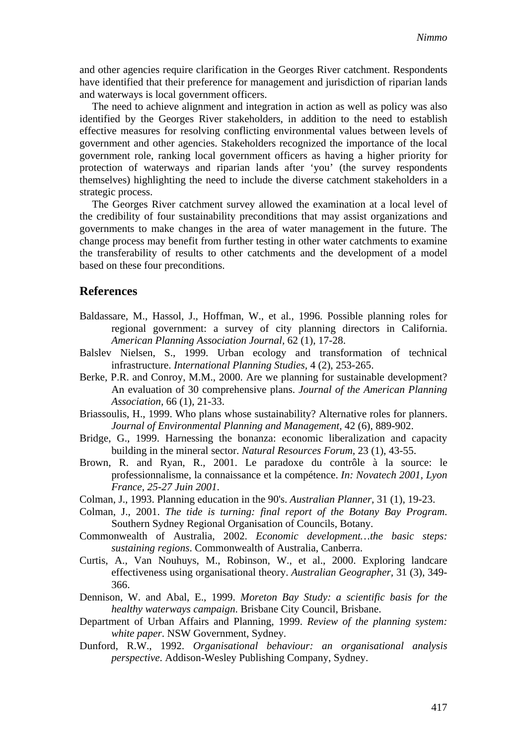and other agencies require clarification in the Georges River catchment. Respondents have identified that their preference for management and jurisdiction of riparian lands and waterways is local government officers.

The need to achieve alignment and integration in action as well as policy was also identified by the Georges River stakeholders, in addition to the need to establish effective measures for resolving conflicting environmental values between levels of government and other agencies. Stakeholders recognized the importance of the local government role, ranking local government officers as having a higher priority for protection of waterways and riparian lands after 'you' (the survey respondents themselves) highlighting the need to include the diverse catchment stakeholders in a strategic process.

The Georges River catchment survey allowed the examination at a local level of the credibility of four sustainability preconditions that may assist organizations and governments to make changes in the area of water management in the future. The change process may benefit from further testing in other water catchments to examine the transferability of results to other catchments and the development of a model based on these four preconditions.

## References

Baldassare, M., Hassol, J., Hoffman, W., et al., 1996. Possible planning roles for regional government: a survey of city planning directors in California. *American Planning Association Journal*, 62 (1), 17-28.

Balslev Nielsen, S., 1999. Urban ecology and transformation of technical infrastructure. *International Planning Studies*, 4 (2), 253-265.

Berke, P.R. and Conroy, M.M., 2000. Are we planning for sustainable development? An evaluation of 30 comprehensive plans. *Journal of the American Planning Association*, 66 (1), 21-33.

Briassoulis, H., 1999. Who plans whose sustainability? Alternative roles for planners. *Journal of Environmental Planning and Management*, 42 (6), 889-902.

Bridge, G., 1999. Harnessing the bonanza: economic liberalization and capacity building in the mineral sector. *Natural Resources Forum*, 23 (1), 43-55.

Brown, R. and Ryan, R., 2001. Le paradoxe du contrôle à la source: le professionnalisme, la connaissance et la compétence. *In: Novatech 2001, Lyon France, 25-27 Juin 2001*.

Colman, J., 1993. Planning education in the 90's. *Australian Planner*, 31 (1), 19-23.

Colman, J., 2001. *The tide is turning: final report of the Botany Bay Program*. Southern Sydney Regional Organisation of Councils, Botany.

Commonwealth of Australia, 2002. *Economic development…the basic steps: sustaining regions*. Commonwealth of Australia, Canberra.

Curtis, A., Van Nouhuys, M., Robinson, W., et al., 2000. Exploring landcare effectiveness using organisational theory. *Australian Geographer*, 31 (3), 349-366.

Dennison, W. and Abal, E., 1999. *Moreton Bay Study: a scientific basis for the healthy waterways campaign*. Brisbane City Council, Brisbane.

Department of Urban Affairs and Planning, 1999. *Review of the planning system: white paper*. NSW Government, Sydney.

Dunford, R.W., 1992. *Organisational behaviour: an organisational analysis perspective*. Addison-Wesley Publishing Company, Sydney.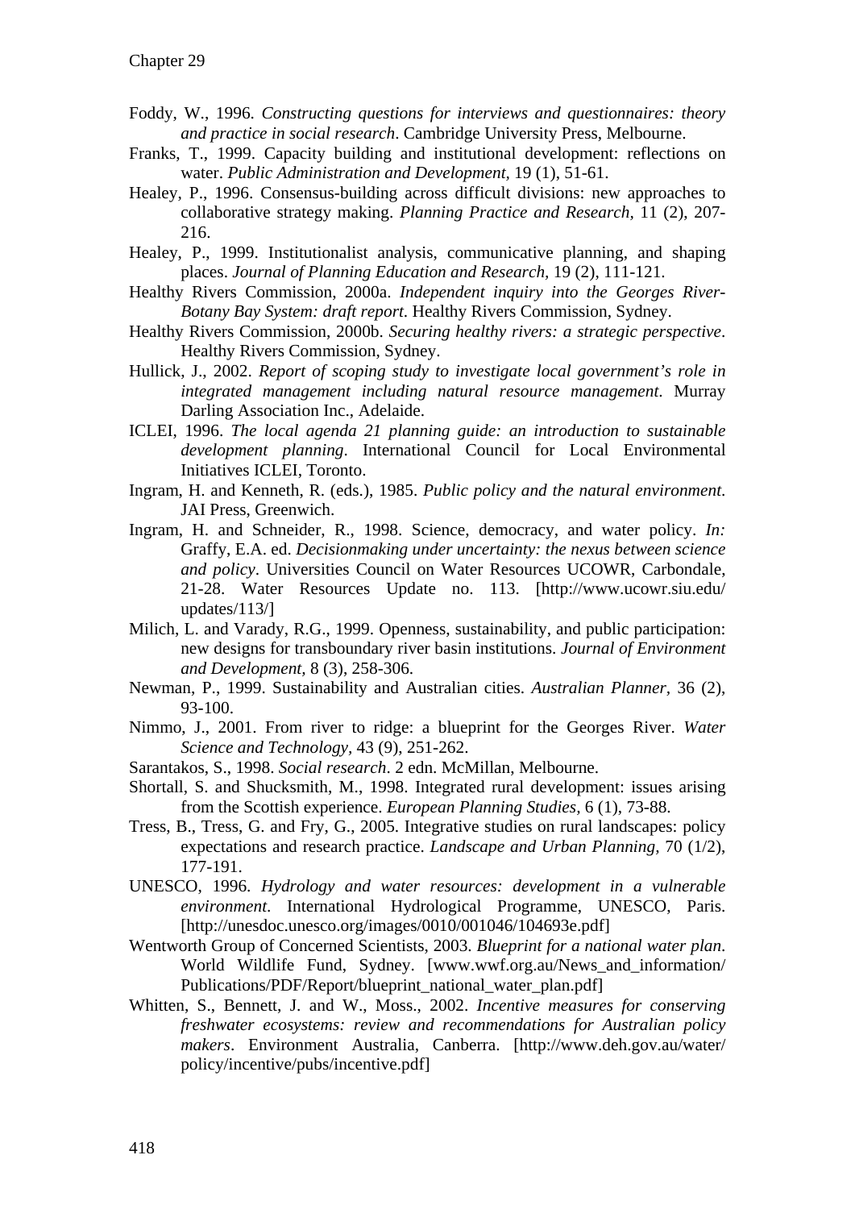Foddy, W., 1996. *Constructing questions for interviews and questionnaires: theory and practice in social research*. Cambridge University Press, Melbourne.

Franks, T., 1999. Capacity building and institutional development: reflections on water. *Public Administration and Development,* 19 (1), 51-61.

Healey, P., 1996. Consensus-building across difficult divisions: new approaches to collaborative strategy making. *Planning Practice and Research,* 11 (2), 207-216.

Healey, P., 1999. Institutionalist analysis, communicative planning, and shaping places. *Journal of Planning Education and Research,* 19 (2), 111-121.

Healthy Rivers Commission, 2000a. *Independent inquiry into the Georges River-Botany Bay System: draft report*. Healthy Rivers Commission, Sydney.

Healthy Rivers Commission, 2000b. *Securing healthy rivers: a strategic perspective*. Healthy Rivers Commission, Sydney.

Hullick, J., 2002. *Report of scoping study to investigate local government's role in integrated management including natural resource management*. Murray Darling Association Inc., Adelaide.

ICLEI, 1996. *The local agenda 21 planning guide: an introduction to sustainable development planning*. International Council for Local Environmental Initiatives ICLEI, Toronto.

Ingram, H. and Kenneth, R. (eds.), 1985. *Public policy and the natural environment*. JAI Press, Greenwich.

Ingram, H. and Schneider, R., 1998. Science, democracy, and water policy. *In:* Graffy, E.A. ed. *Decisionmaking under uncertainty: the nexus between science and policy*. Universities Council on Water Resources UCOWR, Carbondale, 21-28. Water Resources Update no. 113. [http://www.ucowr.siu.edu/updates/113/]

Milich, L. and Varady, R.G., 1999. Openness, sustainability, and public participation: new designs for transboundary river basin institutions. *Journal of Environment and Development,* 8 (3), 258-306.

Newman, P., 1999. Sustainability and Australian cities. *Australian Planner,* 36 (2), 93-100.

Nimmo, J., 2001. From river to ridge: a blueprint for the Georges River. *Water Science and Technology,* 43 (9), 251-262.

Sarantakos, S., 1998. *Social research*. 2 edn. McMillan, Melbourne.

Shortall, S. and Shucksmith, M., 1998. Integrated rural development: issues arising from the Scottish experience. *European Planning Studies,* 6 (1), 73-88.

Tress, B., Tress, G. and Fry, G., 2005. Integrative studies on rural landscapes: policy expectations and research practice. *Landscape and Urban Planning,* 70 (1/2), 177-191.

UNESCO, 1996. *Hydrology and water resources: development in a vulnerable environment*. International Hydrological Programme, UNESCO, Paris. [http://unesdoc.unesco.org/images/0010/001046/104693e.pdf]

Wentworth Group of Concerned Scientists, 2003. *Blueprint for a national water plan*. World Wildlife Fund, Sydney. [www.wwf.org.au/News_and_information/Publications/PDF/Report/blueprint_national_water_plan.pdf]

Whitten, S., Bennett, J. and W., Moss., 2002. *Incentive measures for conserving freshwater ecosystems: review and recommendations for Australian policy makers*. Environment Australia, Canberra. [http://www.deh.gov.au/water/policy/incentive/pubs/incentive.pdf]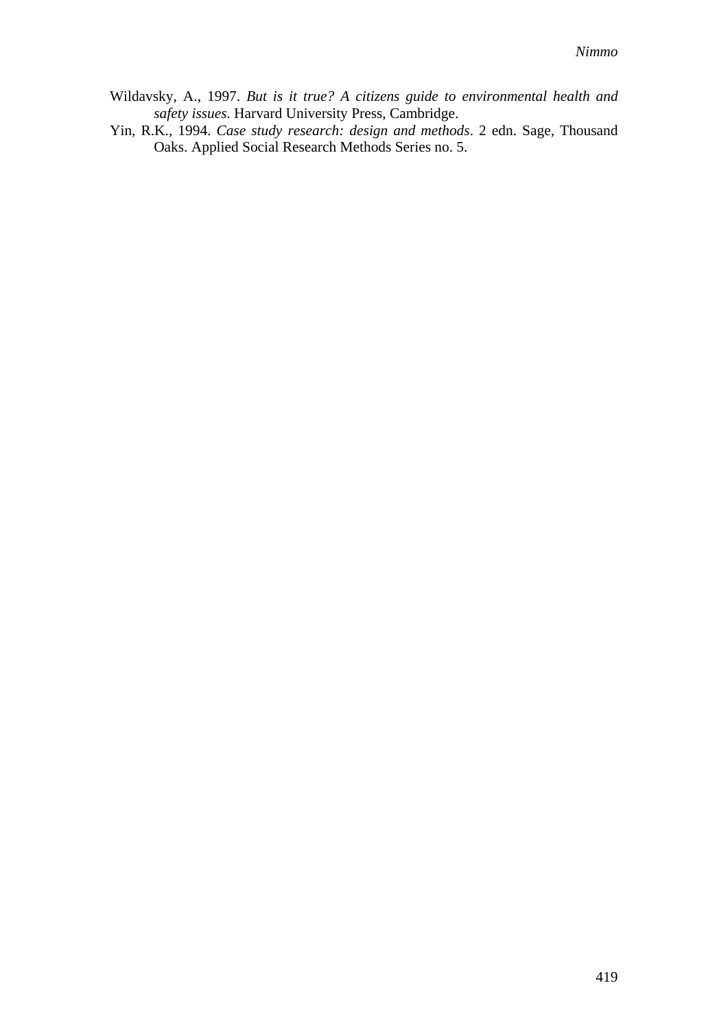Wildavsky, A., 1997. *But is it true? A citizens guide to environmental health and safety issues*. Harvard University Press, Cambridge.

Yin, R.K., 1994. *Case study research: design and methods*. 2 edn. Sage, Thousand Oaks. Applied Social Research Methods Series no. 5.